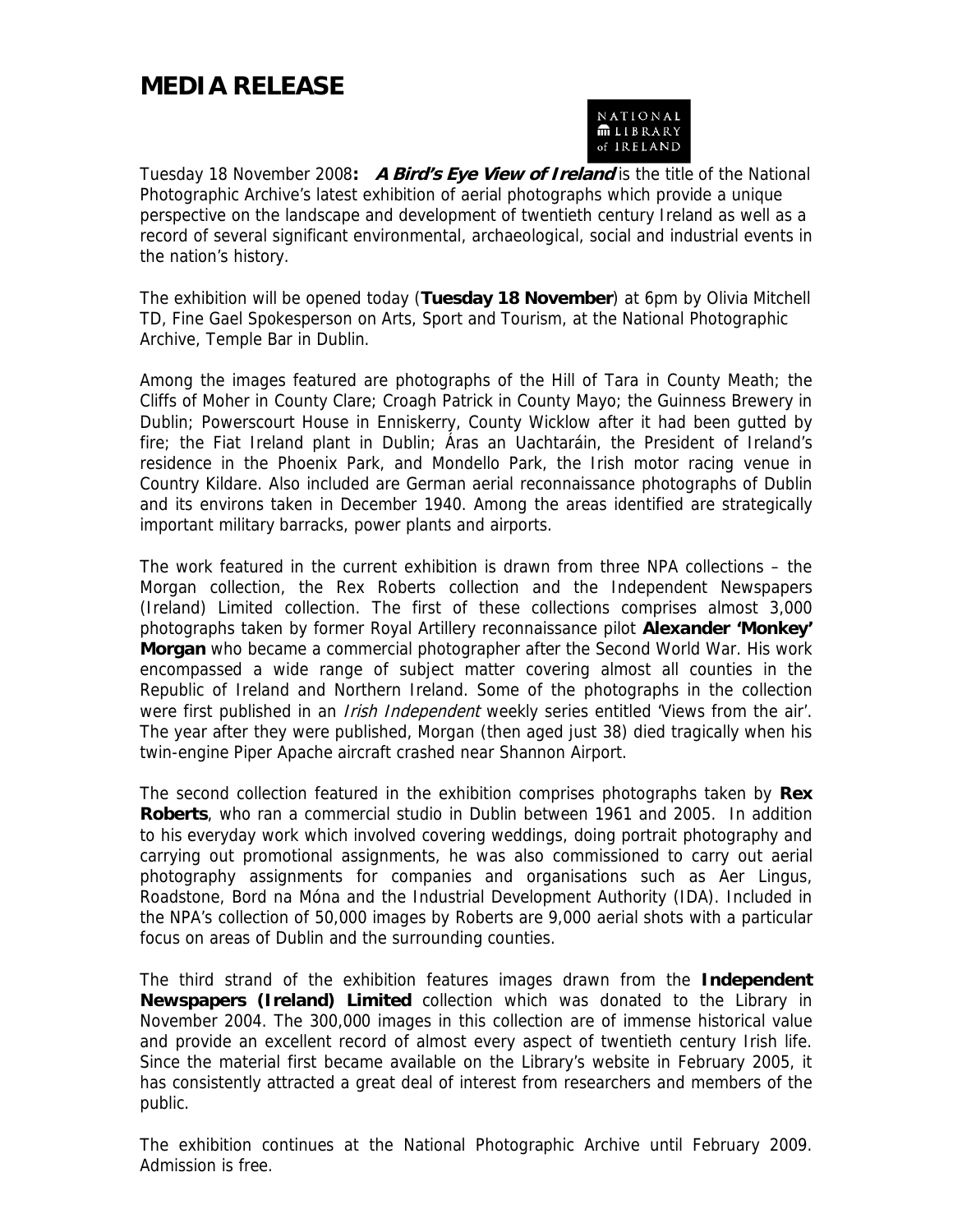# MEDIA RELEASE

NATIONAL LIBRARY of IRELAND

Tuesday 18 November 2008**:** ***A Bird's Eye View of Ireland*** is the title of the National Photographic Archive's latest exhibition of aerial photographs which provide a unique perspective on the landscape and development of twentieth century Ireland as well as a record of several significant environmental, archaeological, social and industrial events in the nation's history.

The exhibition will be opened today (**Tuesday 18 November**) at 6pm by Olivia Mitchell TD, Fine Gael Spokesperson on Arts, Sport and Tourism, at the National Photographic Archive, Temple Bar in Dublin.

Among the images featured are photographs of the Hill of Tara in County Meath; the Cliffs of Moher in County Clare; Croagh Patrick in County Mayo; the Guinness Brewery in Dublin; Powerscourt House in Enniskerry, County Wicklow after it had been gutted by fire; the Fiat Ireland plant in Dublin; Áras an Uachtaráin, the President of Ireland's residence in the Phoenix Park, and Mondello Park, the Irish motor racing venue in Country Kildare. Also included are German aerial reconnaissance photographs of Dublin and its environs taken in December 1940. Among the areas identified are strategically important military barracks, power plants and airports.

The work featured in the current exhibition is drawn from three NPA collections – the Morgan collection, the Rex Roberts collection and the Independent Newspapers (Ireland) Limited collection. The first of these collections comprises almost 3,000 photographs taken by former Royal Artillery reconnaissance pilot **Alexander 'Monkey' Morgan** who became a commercial photographer after the Second World War. His work encompassed a wide range of subject matter covering almost all counties in the Republic of Ireland and Northern Ireland. Some of the photographs in the collection were first published in an *Irish Independent* weekly series entitled 'Views from the air'. The year after they were published, Morgan (then aged just 38) died tragically when his twin-engine Piper Apache aircraft crashed near Shannon Airport.

The second collection featured in the exhibition comprises photographs taken by **Rex Roberts**, who ran a commercial studio in Dublin between 1961 and 2005. In addition to his everyday work which involved covering weddings, doing portrait photography and carrying out promotional assignments, he was also commissioned to carry out aerial photography assignments for companies and organisations such as Aer Lingus, Roadstone, Bord na Móna and the Industrial Development Authority (IDA). Included in the NPA's collection of 50,000 images by Roberts are 9,000 aerial shots with a particular focus on areas of Dublin and the surrounding counties.

The third strand of the exhibition features images drawn from the **Independent Newspapers (Ireland) Limited** collection which was donated to the Library in November 2004. The 300,000 images in this collection are of immense historical value and provide an excellent record of almost every aspect of twentieth century Irish life. Since the material first became available on the Library's website in February 2005, it has consistently attracted a great deal of interest from researchers and members of the public.

The exhibition continues at the National Photographic Archive until February 2009. Admission is free.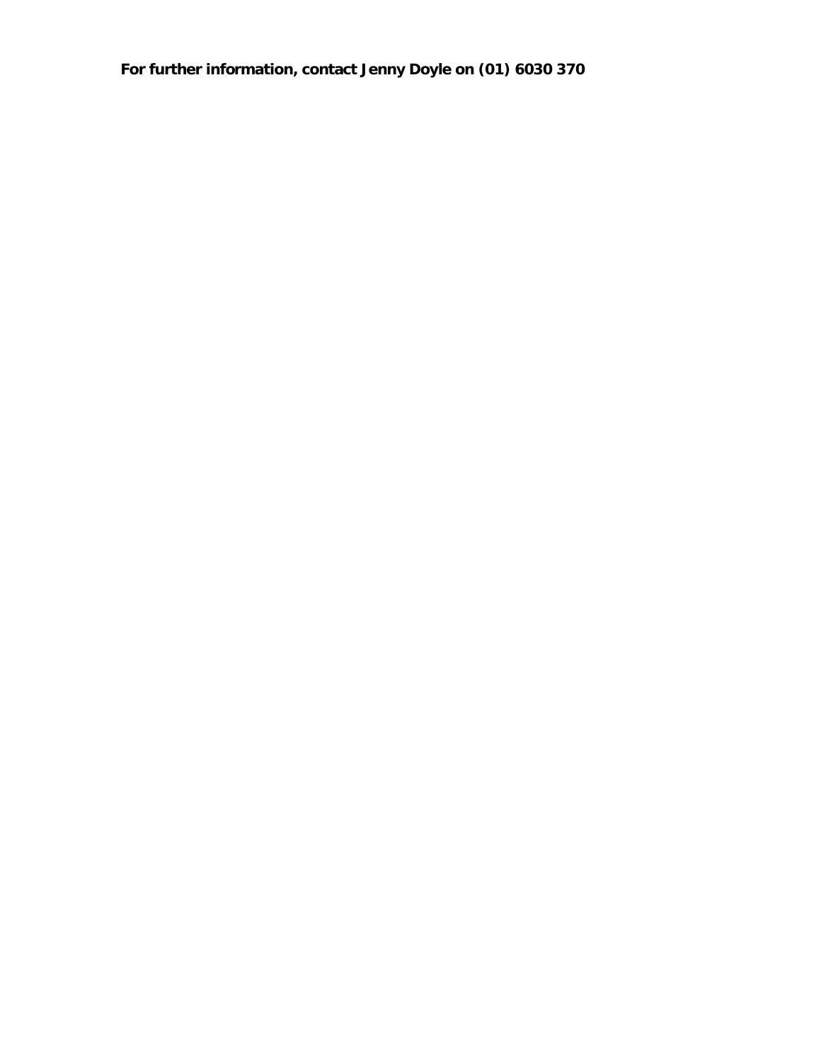**For further information, contact Jenny Doyle on (01) 6030 370**